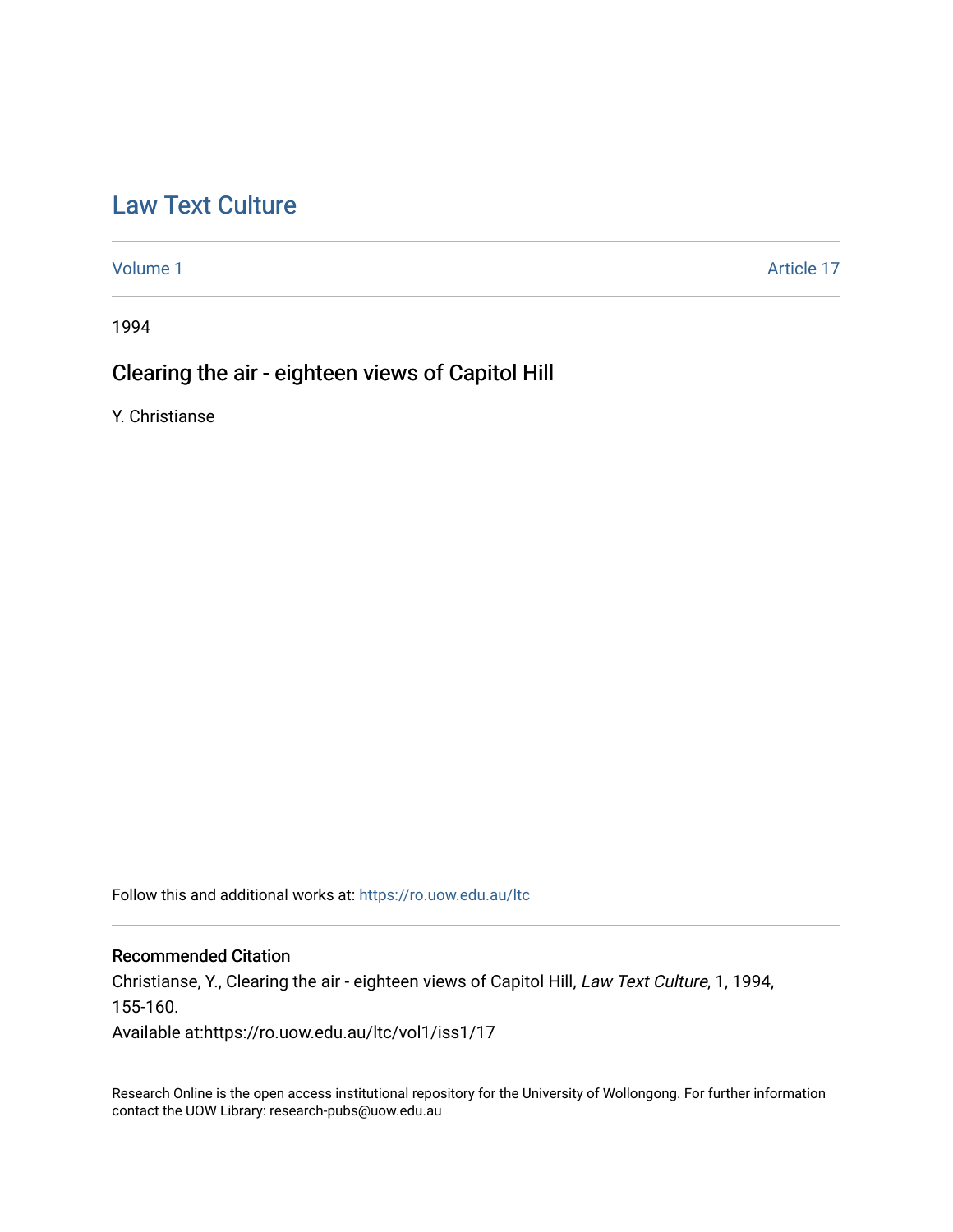# Law Text Culture

Volume 1 Article 17

1994

## Clearing the air - eighteen views of Capitol Hill

Y. Christianse

Follow this and additional works at: https://ro.uow.edu.au/ltc

### Recommended Citation

Christianse, Y., Clearing the air - eighteen views of Capitol Hill, *Law Text Culture*, 1, 1994, 155-160.

Available at:https://ro.uow.edu.au/ltc/vol1/iss1/17

Research Online is the open access institutional repository for the University of Wollongong. For further information contact the UOW Library: research-pubs@uow.edu.au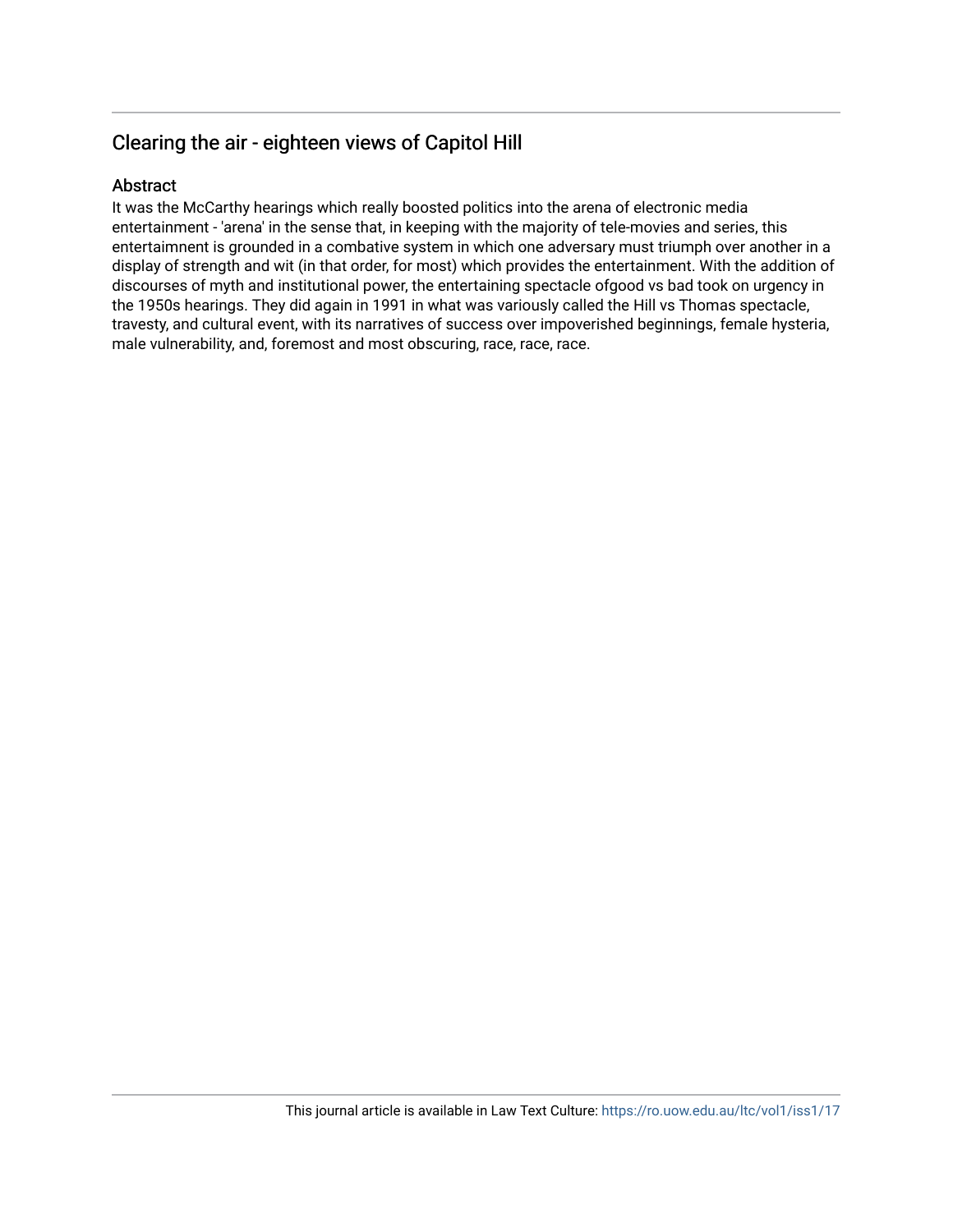## Clearing the air - eighteen views of Capitol Hill

### Abstract

It was the McCarthy hearings which really boosted politics into the arena of electronic media entertainment - 'arena' in the sense that, in keeping with the majority of tele-movies and series, this entertaimnent is grounded in a combative system in which one adversary must triumph over another in a display of strength and wit (in that order, for most) which provides the entertainment. With the addition of discourses of myth and institutional power, the entertaining spectacle ofgood vs bad took on urgency in the 1950s hearings. They did again in 1991 in what was variously called the Hill vs Thomas spectacle, travesty, and cultural event, with its narratives of success over impoverished beginnings, female hysteria, male vulnerability, and, foremost and most obscuring, race, race, race.

This journal article is available in Law Text Culture: https://ro.uow.edu.au/ltc/vol1/iss1/17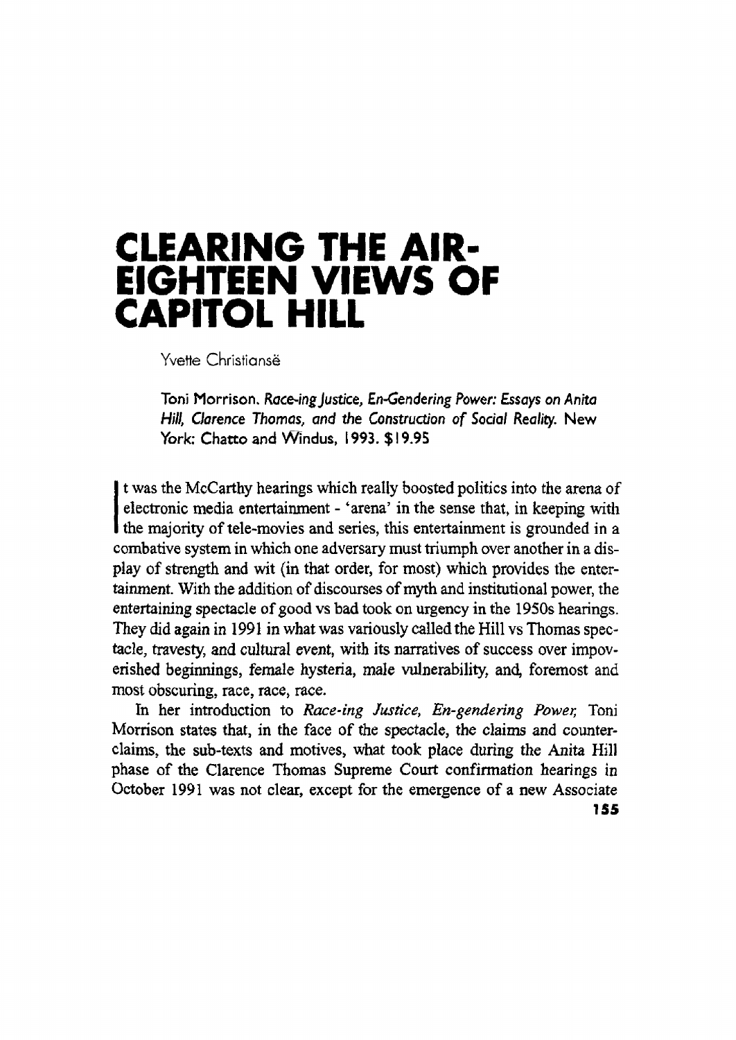# CLEARING THE AIR-EIGHTEEN VIEWS OF CAPITOL HILL

Yvette Christiansë

Toni Morrison. *Race-ing Justice, En-Gendering Power: Essays on Anita Hill, Clarence Thomas, and the Construction of Social Reality.* New York: Chatto and Windus, 1993. $19.95

It was the McCarthy hearings which really boosted politics into the arena of electronic media entertainment - 'arena' in the sense that, in keeping with the majority of tele-movies and series, this entertainment is grounded in a combative system in which one adversary must triumph over another in a display of strength and wit (in that order, for most) which provides the entertainment. With the addition of discourses of myth and institutional power, the entertaining spectacle of good vs bad took on urgency in the 1950s hearings. They did again in 1991 in what was variously called the Hill vs Thomas spectacle, travesty, and cultural event, with its narratives of success over impoverished beginnings, female hysteria, male vulnerability, and, foremost and most obscuring, race, race, race.

In her introduction to *Race-ing Justice, En-gendering Power,* Toni Morrison states that, in the face of the spectacle, the claims and counter-claims, the sub-texts and motives, what took place during the Anita Hill phase of the Clarence Thomas Supreme Court confirmation hearings in October 1991 was not clear, except for the emergence of a new Associate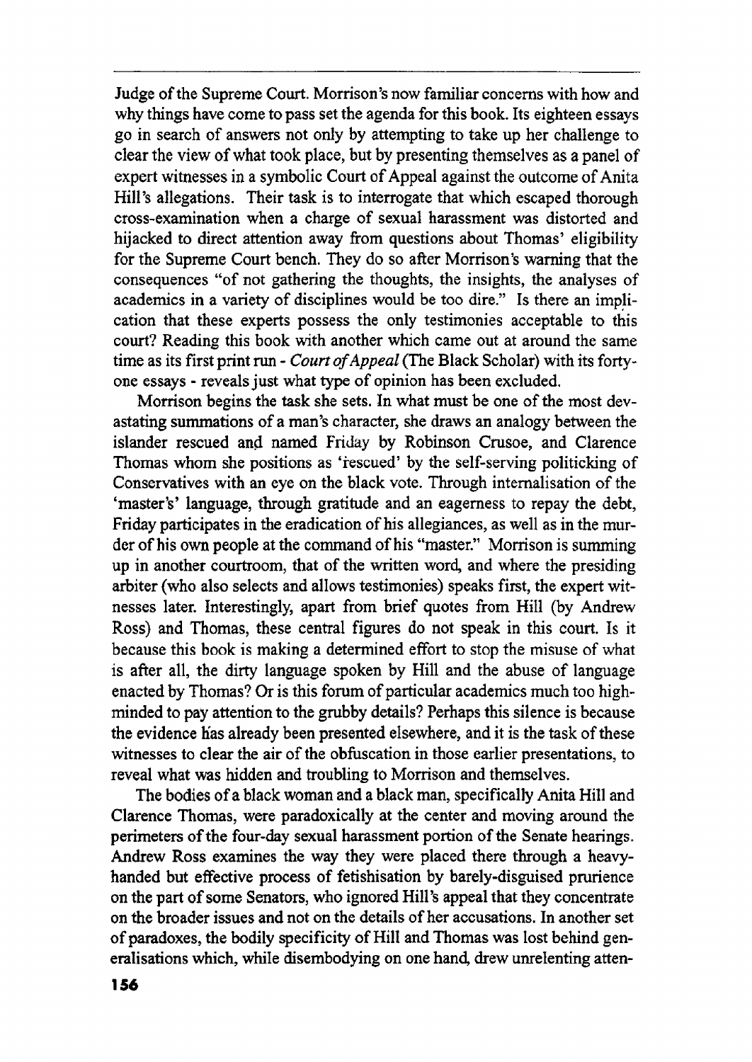Judge of the Supreme Court. Morrison's now familiar concerns with how and why things have come to pass set the agenda for this book. Its eighteen essays go in search of answers not only by attempting to take up her challenge to clear the view of what took place, but by presenting themselves as a panel of expert witnesses in a symbolic Court of Appeal against the outcome of Anita Hill's allegations. Their task is to interrogate that which escaped thorough cross-examination when a charge of sexual harassment was distorted and hijacked to direct attention away from questions about Thomas' eligibility for the Supreme Court bench. They do so after Morrison's warning that the consequences "of not gathering the thoughts, the insights, the analyses of academics in a variety of disciplines would be too dire." Is there an implication that these experts possess the only testimonies acceptable to this court? Reading this book with another which came out at around the same time as its first print run - *Court of Appeal* (The Black Scholar) with its forty-one essays - reveals just what type of opinion has been excluded.

Morrison begins the task she sets. In what must be one of the most devastating summations of a man's character, she draws an analogy between the islander rescued and named Friday by Robinson Crusoe, and Clarence Thomas whom she positions as 'rescued' by the self-serving politicking of Conservatives with an eye on the black vote. Through internalisation of the 'master's' language, through gratitude and an eagerness to repay the debt, Friday participates in the eradication of his allegiances, as well as in the murder of his own people at the command of his "master." Morrison is summing up in another courtroom, that of the written word, and where the presiding arbiter (who also selects and allows testimonies) speaks first, the expert witnesses later. Interestingly, apart from brief quotes from Hill (by Andrew Ross) and Thomas, these central figures do not speak in this court. Is it because this book is making a determined effort to stop the misuse of what is after all, the dirty language spoken by Hill and the abuse of language enacted by Thomas? Or is this forum of particular academics much too high-minded to pay attention to the grubby details? Perhaps this silence is because the evidence has already been presented elsewhere, and it is the task of these witnesses to clear the air of the obfuscation in those earlier presentations, to reveal what was hidden and troubling to Morrison and themselves.

The bodies of a black woman and a black man, specifically Anita Hill and Clarence Thomas, were paradoxically at the center and moving around the perimeters of the four-day sexual harassment portion of the Senate hearings. Andrew Ross examines the way they were placed there through a heavy-handed but effective process of fetishisation by barely-disguised prurience on the part of some Senators, who ignored Hill's appeal that they concentrate on the broader issues and not on the details of her accusations. In another set of paradoxes, the bodily specificity of Hill and Thomas was lost behind generalisations which, while disembodying on one hand, drew unrelenting atten-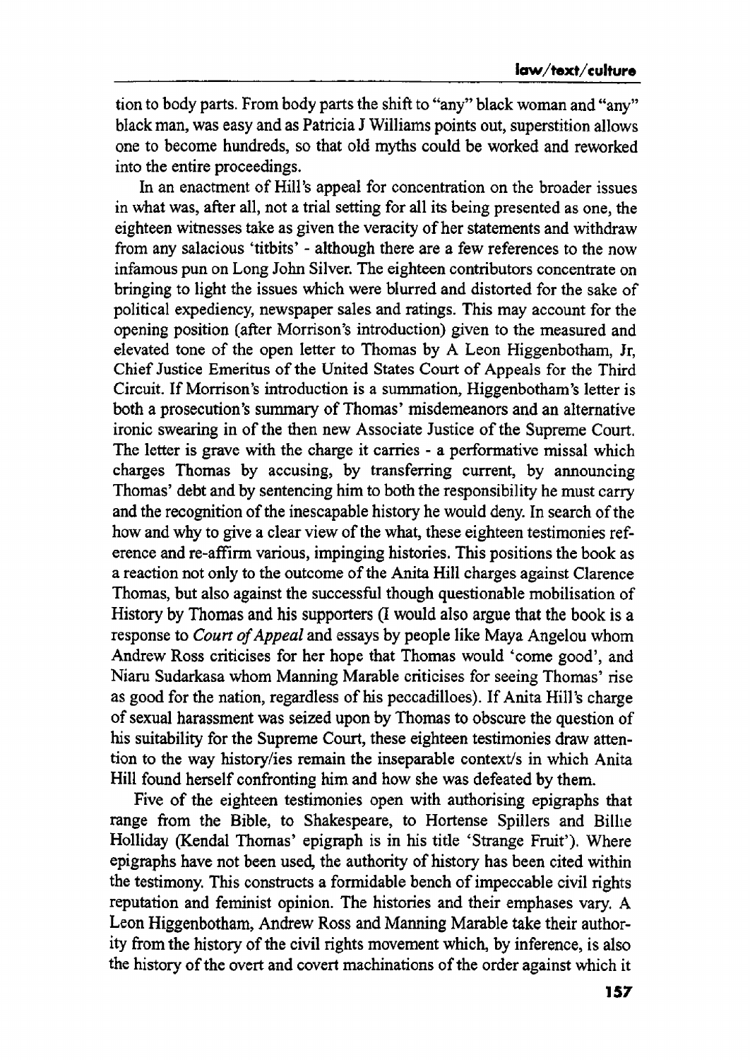tion to body parts. From body parts the shift to "any" black woman and "any" black man, was easy and as Patricia J Williams points out, superstition allows one to become hundreds, so that old myths could be worked and reworked into the entire proceedings.

In an enactment of Hill's appeal for concentration on the broader issues in what was, after all, not a trial setting for all its being presented as one, the eighteen witnesses take as given the veracity of her statements and withdraw from any salacious 'titbits' - although there are a few references to the now infamous pun on Long John Silver. The eighteen contributors concentrate on bringing to light the issues which were blurred and distorted for the sake of political expediency, newspaper sales and ratings. This may account for the opening position (after Morrison's introduction) given to the measured and elevated tone of the open letter to Thomas by A Leon Higgenbotham, Jr, Chief Justice Emeritus of the United States Court of Appeals for the Third Circuit. If Morrison's introduction is a summation, Higgenbotham's letter is both a prosecution's summary of Thomas' misdemeanors and an alternative ironic swearing in of the then new Associate Justice of the Supreme Court. The letter is grave with the charge it carries - a performative missal which charges Thomas by accusing, by transferring current, by announcing Thomas' debt and by sentencing him to both the responsibility he must carry and the recognition of the inescapable history he would deny. In search of the how and why to give a clear view of the what, these eighteen testimonies reference and re-affirm various, impinging histories. This positions the book as a reaction not only to the outcome of the Anita Hill charges against Clarence Thomas, but also against the successful though questionable mobilisation of History by Thomas and his supporters (I would also argue that the book is a response to *Court of Appeal* and essays by people like Maya Angelou whom Andrew Ross criticises for her hope that Thomas would 'come good', and Niaru Sudarkasa whom Manning Marable criticises for seeing Thomas' rise as good for the nation, regardless of his peccadilloes). If Anita Hill's charge of sexual harassment was seized upon by Thomas to obscure the question of his suitability for the Supreme Court, these eighteen testimonies draw attention to the way history/ies remain the inseparable context/s in which Anita Hill found herself confronting him and how she was defeated by them.

Five of the eighteen testimonies open with authorising epigraphs that range from the Bible, to Shakespeare, to Hortense Spillers and Billie Holliday (Kendal Thomas' epigraph is in his title 'Strange Fruit'). Where epigraphs have not been used, the authority of history has been cited within the testimony. This constructs a formidable bench of impeccable civil rights reputation and feminist opinion. The histories and their emphases vary. A Leon Higgenbotham, Andrew Ross and Manning Marable take their authority from the history of the civil rights movement which, by inference, is also the history of the overt and covert machinations of the order against which it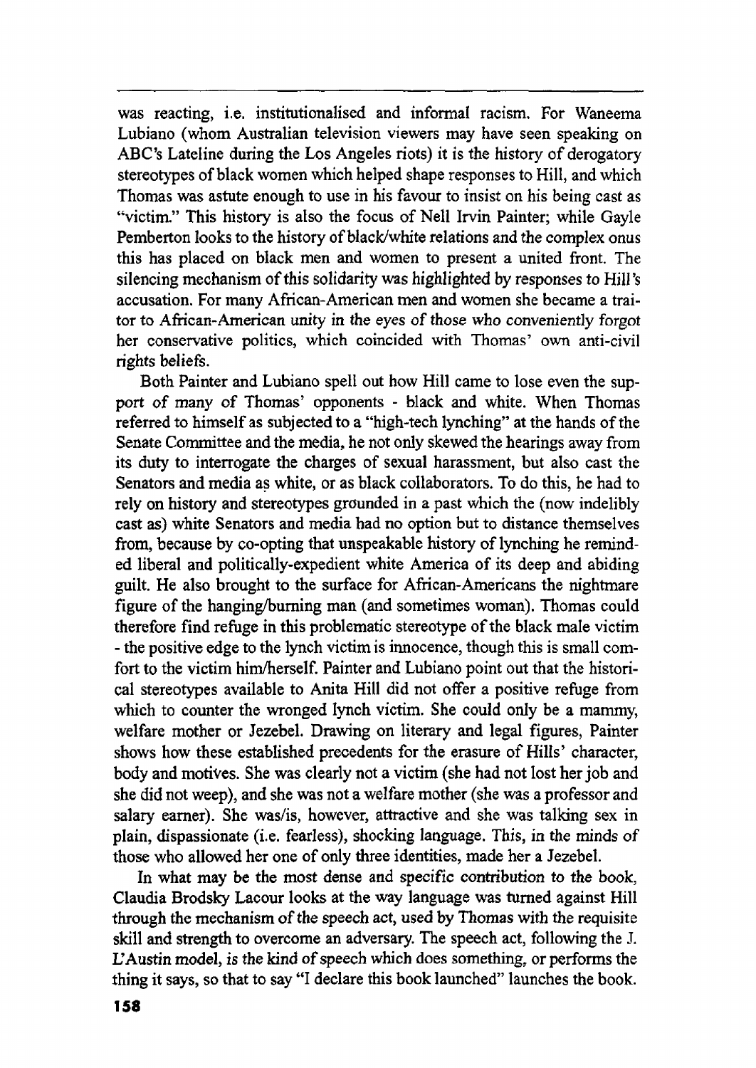was reacting, i.e. institutionalised and informal racism. For Waneema Lubiano (whom Australian television viewers may have seen speaking on ABC's Lateline during the Los Angeles riots) it is the history of derogatory stereotypes of black women which helped shape responses to Hill, and which Thomas was astute enough to use in his favour to insist on his being cast as "victim." This history is also the focus of Nell Irvin Painter; while Gayle Pemberton looks to the history of black/white relations and the complex onus this has placed on black men and women to present a united front. The silencing mechanism of this solidarity was highlighted by responses to Hill's accusation. For many African-American men and women she became a traitor to African-American unity in the eyes of those who conveniently forgot her conservative politics, which coincided with Thomas' own anti-civil rights beliefs.

Both Painter and Lubiano spell out how Hill came to lose even the support of many of Thomas' opponents - black and white. When Thomas referred to himself as subjected to a "high-tech lynching" at the hands of the Senate Committee and the media, he not only skewed the hearings away from its duty to interrogate the charges of sexual harassment, but also cast the Senators and media as white, or as black collaborators. To do this, he had to rely on history and stereotypes grounded in a past which the (now indelibly cast as) white Senators and media had no option but to distance themselves from, because by co-opting that unspeakable history of lynching he reminded liberal and politically-expedient white America of its deep and abiding guilt. He also brought to the surface for African-Americans the nightmare figure of the hanging/burning man (and sometimes woman). Thomas could therefore find refuge in this problematic stereotype of the black male victim - the positive edge to the lynch victim is innocence, though this is small comfort to the victim him/herself. Painter and Lubiano point out that the historical stereotypes available to Anita Hill did not offer a positive refuge from which to counter the wronged lynch victim. She could only be a mammy, welfare mother or Jezebel. Drawing on literary and legal figures, Painter shows how these established precedents for the erasure of Hills' character, body and motives. She was clearly not a victim (she had not lost her job and she did not weep), and she was not a welfare mother (she was a professor and salary earner). She was/is, however, attractive and she was talking sex in plain, dispassionate (i.e. fearless), shocking language. This, in the minds of those who allowed her one of only three identities, made her a Jezebel.

In what may be the most dense and specific contribution to the book, Claudia Brodsky Lacour looks at the way language was turned against Hill through the mechanism of the speech act, used by Thomas with the requisite skill and strength to overcome an adversary. The speech act, following the J. L'Austin model, is the kind of speech which does something, or performs the thing it says, so that to say "I declare this book launched" launches the book.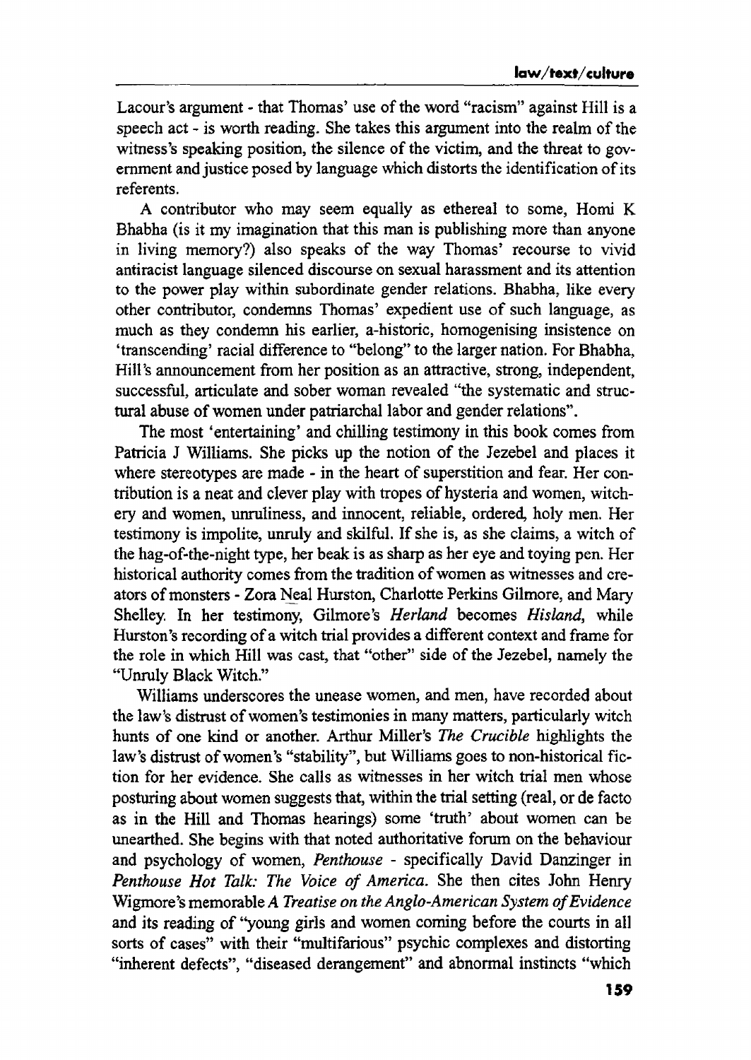Lacour's argument - that Thomas' use of the word "racism" against Hill is a speech act - is worth reading. She takes this argument into the realm of the witness's speaking position, the silence of the victim, and the threat to government and justice posed by language which distorts the identification of its referents.

A contributor who may seem equally as ethereal to some, Homi K Bhabha (is it my imagination that this man is publishing more than anyone in living memory?) also speaks of the way Thomas' recourse to vivid antiracist language silenced discourse on sexual harassment and its attention to the power play within subordinate gender relations. Bhabha, like every other contributor, condemns Thomas' expedient use of such language, as much as they condemn his earlier, a-historic, homogenising insistence on 'transcending' racial difference to "belong" to the larger nation. For Bhabha, Hill's announcement from her position as an attractive, strong, independent, successful, articulate and sober woman revealed "the systematic and structural abuse of women under patriarchal labor and gender relations".

The most 'entertaining' and chilling testimony in this book comes from Patricia J Williams. She picks up the notion of the Jezebel and places it where stereotypes are made - in the heart of superstition and fear. Her contribution is a neat and clever play with tropes of hysteria and women, witchery and women, unruliness, and innocent, reliable, ordered, holy men. Her testimony is impolite, unruly and skilful. If she is, as she claims, a witch of the hag-of-the-night type, her beak is as sharp as her eye and toying pen. Her historical authority comes from the tradition of women as witnesses and creators of monsters - Zora Neal Hurston, Charlotte Perkins Gilmore, and Mary Shelley. In her testimony, Gilmore's *Herland* becomes *Hisland*, while Hurston's recording of a witch trial provides a different context and frame for the role in which Hill was cast, that "other" side of the Jezebel, namely the "Unruly Black Witch."

Williams underscores the unease women, and men, have recorded about the law's distrust of women's testimonies in many matters, particularly witch hunts of one kind or another. Arthur Miller's *The Crucible* highlights the law's distrust of women's "stability", but Williams goes to non-historical fiction for her evidence. She calls as witnesses in her witch trial men whose posturing about women suggests that, within the trial setting (real, or de facto as in the Hill and Thomas hearings) some 'truth' about women can be unearthed. She begins with that noted authoritative forum on the behaviour and psychology of women, *Penthouse* - specifically David Danzinger in *Penthouse Hot Talk: The Voice of America*. She then cites John Henry Wigmore's memorable *A Treatise on the Anglo-American System of Evidence* and its reading of "young girls and women coming before the courts in all sorts of cases" with their "multifarious" psychic complexes and distorting "inherent defects", "diseased derangement" and abnormal instincts "which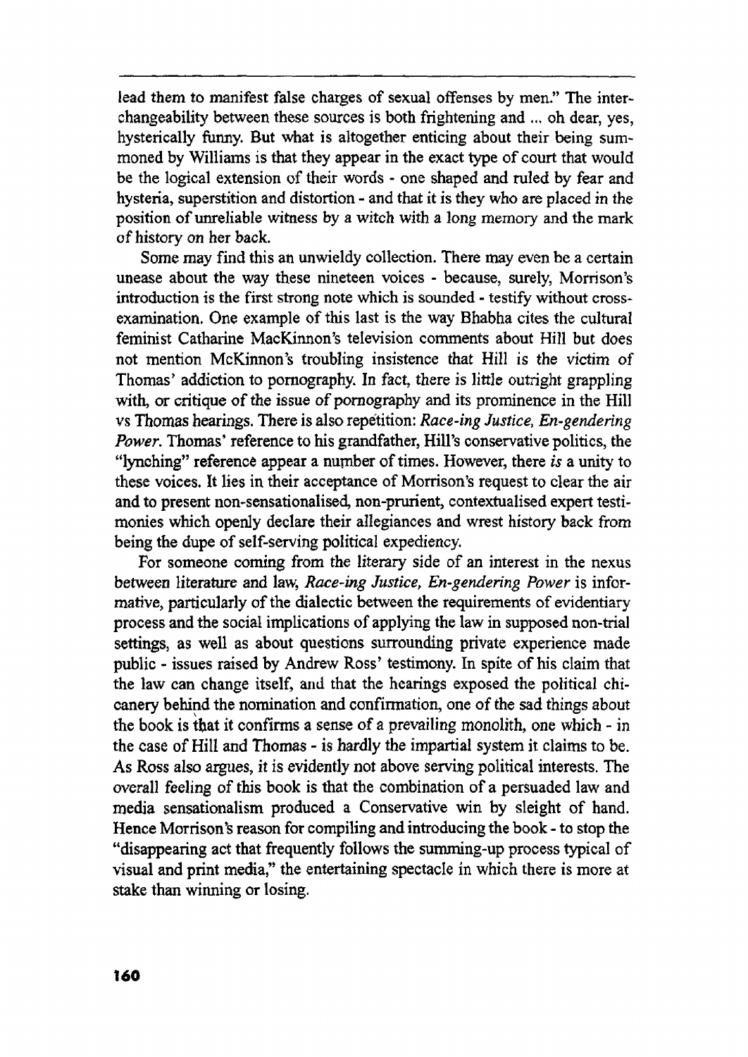lead them to manifest false charges of sexual offenses by men." The interchangeability between these sources is both frightening and ... oh dear, yes, hysterically funny. But what is altogether enticing about their being summoned by Williams is that they appear in the exact type of court that would be the logical extension of their words - one shaped and ruled by fear and hysteria, superstition and distortion - and that it is they who are placed in the position of unreliable witness by a witch with a long memory and the mark of history on her back.

Some may find this an unwieldy collection. There may even be a certain unease about the way these nineteen voices - because, surely, Morrison's introduction is the first strong note which is sounded - testify without cross-examination. One example of this last is the way Bhabha cites the cultural feminist Catharine MacKinnon's television comments about Hill but does not mention McKinnon's troubling insistence that Hill is the victim of Thomas' addiction to pornography. In fact, there is little outright grappling with, or critique of the issue of pornography and its prominence in the Hill vs Thomas hearings. There is also repetition: *Race-ing Justice, En-gendering Power*. Thomas' reference to his grandfather, Hill's conservative politics, the "lynching" reference appear a number of times. However, there *is* a unity to these voices. It lies in their acceptance of Morrison's request to clear the air and to present non-sensationalised, non-prurient, contextualised expert testimonies which openly declare their allegiances and wrest history back from being the dupe of self-serving political expediency.

For someone coming from the literary side of an interest in the nexus between literature and law, *Race-ing Justice, En-gendering Power* is informative, particularly of the dialectic between the requirements of evidentiary process and the social implications of applying the law in supposed non-trial settings, as well as about questions surrounding private experience made public - issues raised by Andrew Ross' testimony. In spite of his claim that the law can change itself, and that the hearings exposed the political chicanery behind the nomination and confirmation, one of the sad things about the book is that it confirms a sense of a prevailing monolith, one which - in the case of Hill and Thomas - is hardly the impartial system it claims to be. As Ross also argues, it is evidently not above serving political interests. The overall feeling of this book is that the combination of a persuaded law and media sensationalism produced a Conservative win by sleight of hand. Hence Morrison's reason for compiling and introducing the book - to stop the "disappearing act that frequently follows the summing-up process typical of visual and print media," the entertaining spectacle in which there is more at stake than winning or losing.